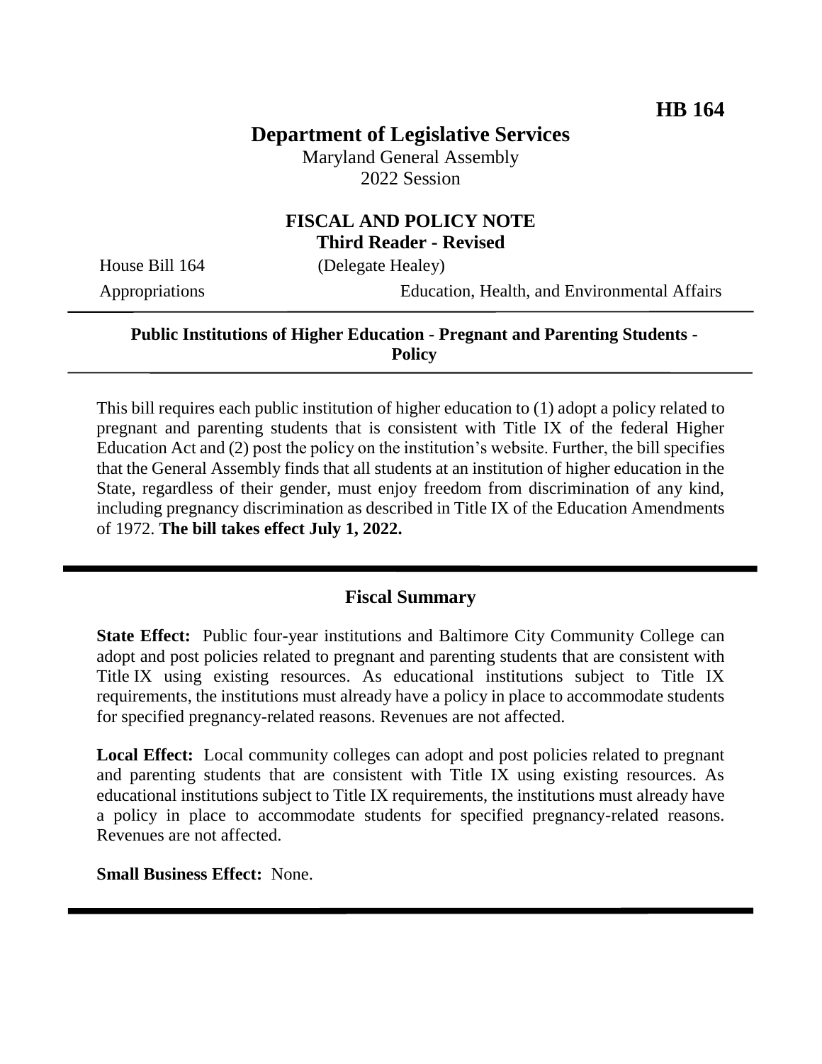**HB 164**

# Department of Legislative Services

Maryland General Assembly
2022 Session

## FISCAL AND POLICY NOTE
**Third Reader - Revised**

House Bill 164 (Delegate Healey)
Appropriations Education, Health, and Environmental Affairs

**Public Institutions of Higher Education - Pregnant and Parenting Students - Policy**

This bill requires each public institution of higher education to (1) adopt a policy related to pregnant and parenting students that is consistent with Title IX of the federal Higher Education Act and (2) post the policy on the institution's website. Further, the bill specifies that the General Assembly finds that all students at an institution of higher education in the State, regardless of their gender, must enjoy freedom from discrimination of any kind, including pregnancy discrimination as described in Title IX of the Education Amendments of 1972. **The bill takes effect July 1, 2022.**

## Fiscal Summary

**State Effect:** Public four-year institutions and Baltimore City Community College can adopt and post policies related to pregnant and parenting students that are consistent with Title IX using existing resources. As educational institutions subject to Title IX requirements, the institutions must already have a policy in place to accommodate students for specified pregnancy-related reasons. Revenues are not affected.

**Local Effect:** Local community colleges can adopt and post policies related to pregnant and parenting students that are consistent with Title IX using existing resources. As educational institutions subject to Title IX requirements, the institutions must already have a policy in place to accommodate students for specified pregnancy-related reasons. Revenues are not affected.

**Small Business Effect:** None.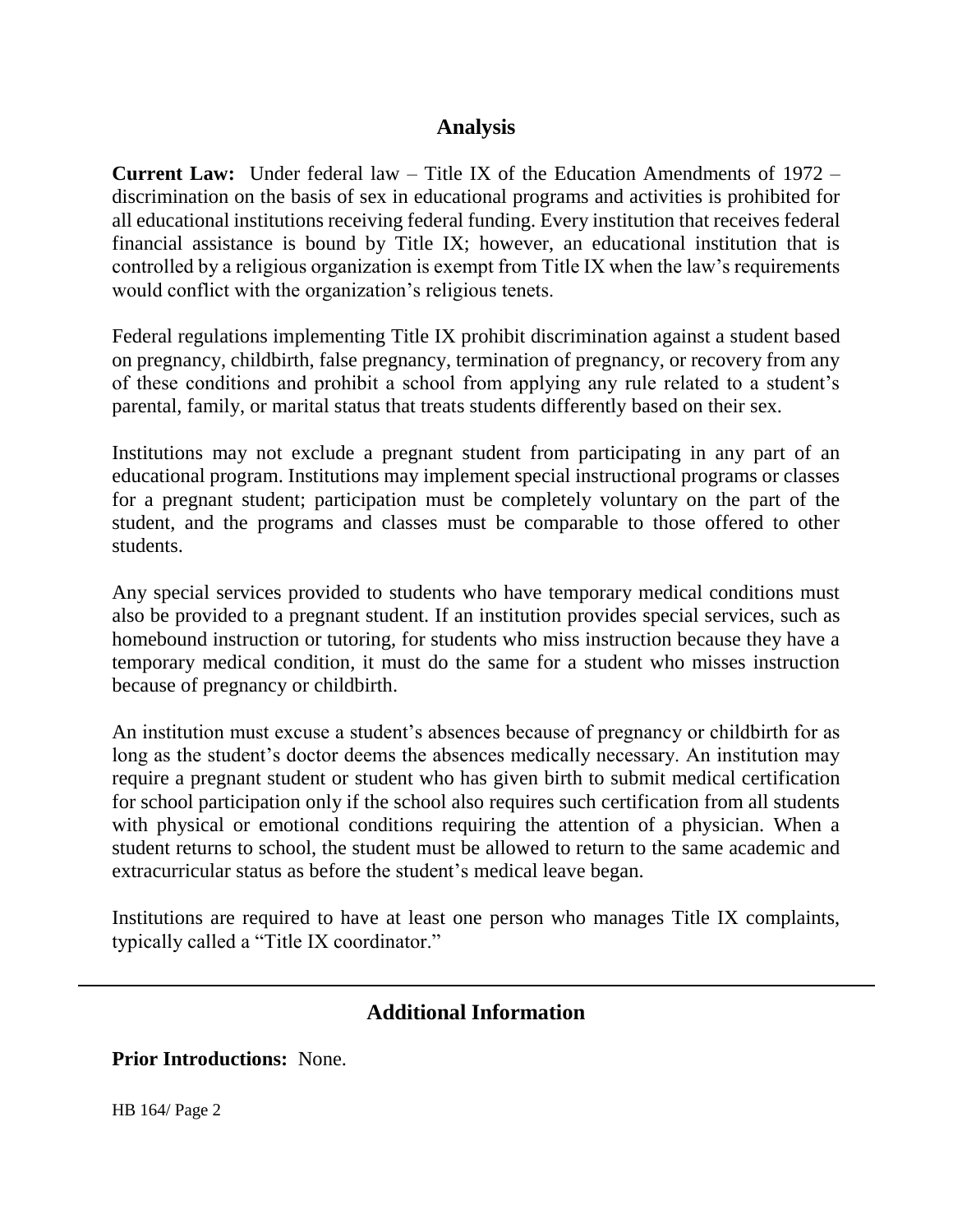## Analysis

**Current Law:** Under federal law – Title IX of the Education Amendments of 1972 – discrimination on the basis of sex in educational programs and activities is prohibited for all educational institutions receiving federal funding. Every institution that receives federal financial assistance is bound by Title IX; however, an educational institution that is controlled by a religious organization is exempt from Title IX when the law's requirements would conflict with the organization's religious tenets.

Federal regulations implementing Title IX prohibit discrimination against a student based on pregnancy, childbirth, false pregnancy, termination of pregnancy, or recovery from any of these conditions and prohibit a school from applying any rule related to a student's parental, family, or marital status that treats students differently based on their sex.

Institutions may not exclude a pregnant student from participating in any part of an educational program. Institutions may implement special instructional programs or classes for a pregnant student; participation must be completely voluntary on the part of the student, and the programs and classes must be comparable to those offered to other students.

Any special services provided to students who have temporary medical conditions must also be provided to a pregnant student. If an institution provides special services, such as homebound instruction or tutoring, for students who miss instruction because they have a temporary medical condition, it must do the same for a student who misses instruction because of pregnancy or childbirth.

An institution must excuse a student's absences because of pregnancy or childbirth for as long as the student's doctor deems the absences medically necessary. An institution may require a pregnant student or student who has given birth to submit medical certification for school participation only if the school also requires such certification from all students with physical or emotional conditions requiring the attention of a physician. When a student returns to school, the student must be allowed to return to the same academic and extracurricular status as before the student's medical leave began.

Institutions are required to have at least one person who manages Title IX complaints, typically called a "Title IX coordinator."

---

## Additional Information

**Prior Introductions:** None.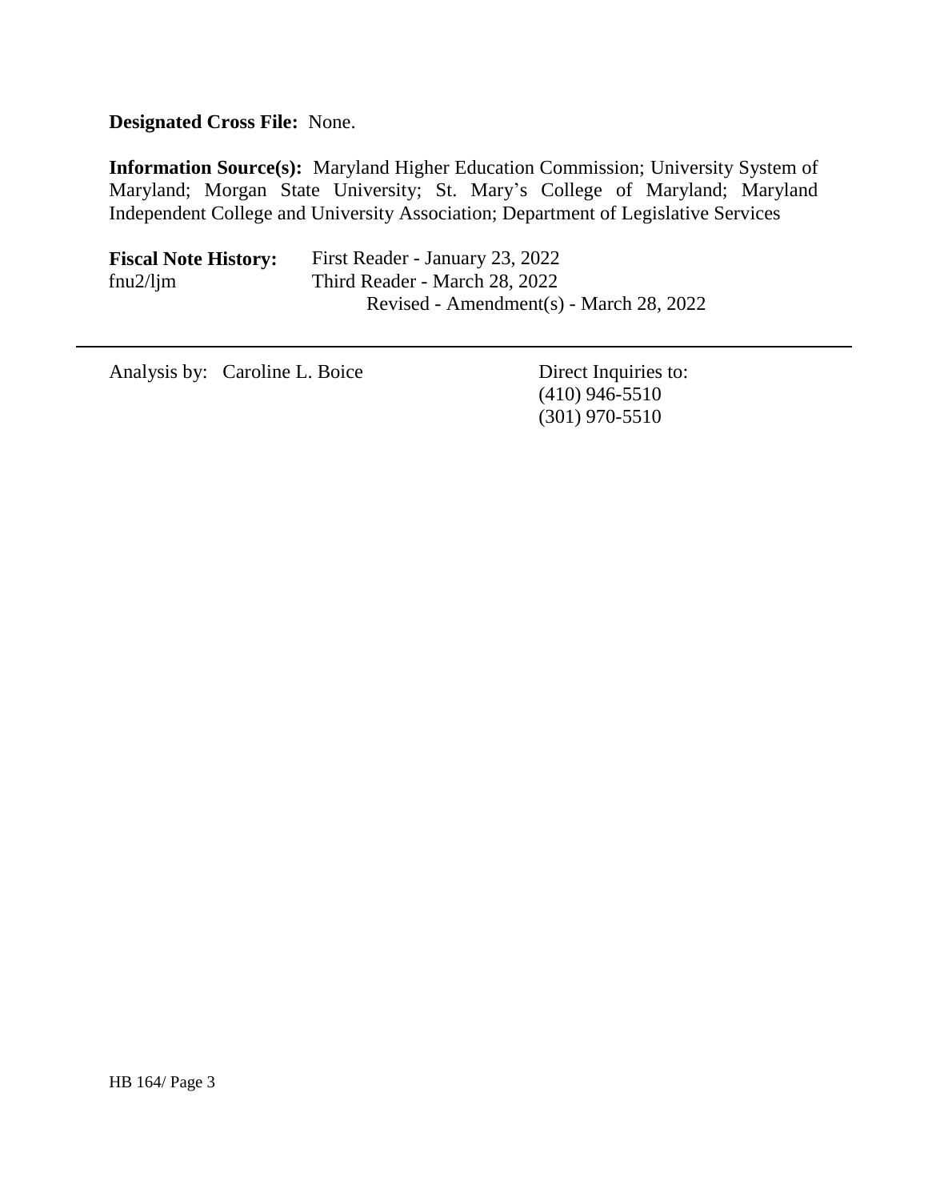**Designated Cross File:** None.

**Information Source(s):** Maryland Higher Education Commission; University System of Maryland; Morgan State University; St. Mary's College of Maryland; Maryland Independent College and University Association; Department of Legislative Services

| | |
|---|---|
| **Fiscal Note History:** | First Reader - January 23, 2022 |
| fnu2/ljm | Third Reader - March 28, 2022 |
| | Revised - Amendment(s) - March 28, 2022 |

---

Analysis by: Caroline L. Boice

Direct Inquiries to:
(410) 946-5510
(301) 970-5510